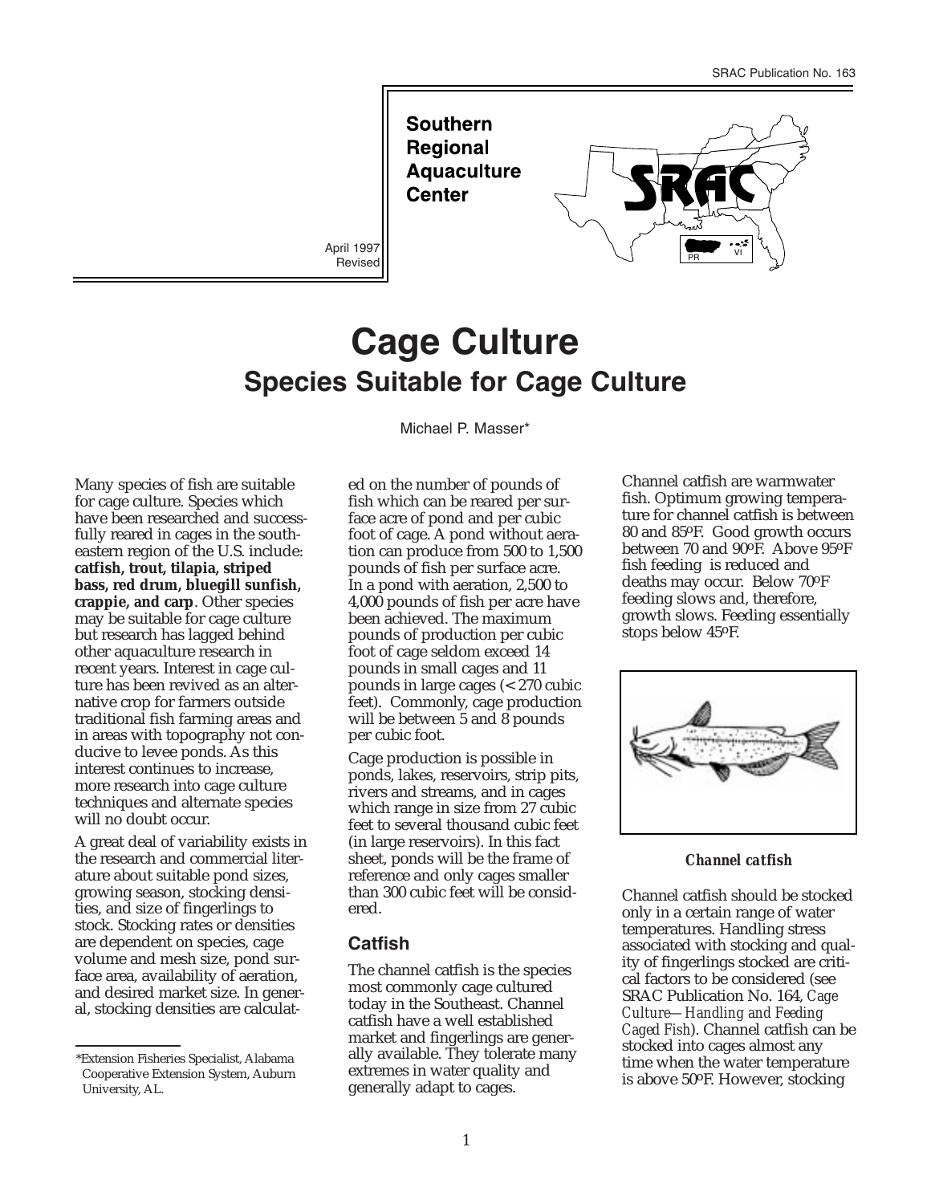SRAC Publication No. 163

**Southern Regional Aquaculture Center**

April 1997
Revised

# Cage Culture

## Species Suitable for Cage Culture

Michael P. Masser*

Many species of fish are suitable for cage culture. Species which have been researched and successfully reared in cages in the southeastern region of the U.S. include: **catfish, trout, tilapia, striped bass, red drum, bluegill sunfish, crappie, and carp**. Other species may be suitable for cage culture but research has lagged behind other aquaculture research in recent years. Interest in cage culture has been revived as an alternative crop for farmers outside traditional fish farming areas and in areas with topography not conducive to levee ponds. As this interest continues to increase, more research into cage culture techniques and alternate species will no doubt occur.

A great deal of variability exists in the research and commercial literature about suitable pond sizes, growing season, stocking densities, and size of fingerlings to stock. Stocking rates or densities are dependent on species, cage volume and mesh size, pond surface area, availability of aeration, and desired market size. In general, stocking densities are calculated on the number of pounds of fish which can be reared per surface acre of pond and per cubic foot of cage. A pond without aeration can produce from 500 to 1,500 pounds of fish per surface acre. In a pond with aeration, 2,500 to 4,000 pounds of fish per acre have been achieved. The maximum pounds of production per cubic foot of cage seldom exceed 14 pounds in small cages and 11 pounds in large cages (< 270 cubic feet). Commonly, cage production will be between 5 and 8 pounds per cubic foot.

Cage production is possible in ponds, lakes, reservoirs, strip pits, rivers and streams, and in cages which range in size from 27 cubic feet to several thousand cubic feet (in large reservoirs). In this fact sheet, ponds will be the frame of reference and only cages smaller than 300 cubic feet will be considered.

### Catfish

The channel catfish is the species most commonly cage cultured today in the Southeast. Channel catfish have a well established market and fingerlings are generally available. They tolerate many extremes in water quality and generally adapt to cages.

Channel catfish are warmwater fish. Optimum growing temperature for channel catfish is between 80 and 85ºF. Good growth occurs between 70 and 90ºF. Above 95ºF fish feeding is reduced and deaths may occur. Below 70ºF feeding slows and, therefore, growth slows. Feeding essentially stops below 45ºF.

***Channel catfish***

Channel catfish should be stocked only in a certain range of water temperatures. Handling stress associated with stocking and quality of fingerlings stocked are critical factors to be considered (see SRAC Publication No. 164, *Cage Culture—Handling and Feeding Caged Fish*). Channel catfish can be stocked into cages almost any time when the water temperature is above 50ºF. However, stocking

*Extension Fisheries Specialist, Alabama Cooperative Extension System, Auburn University, AL.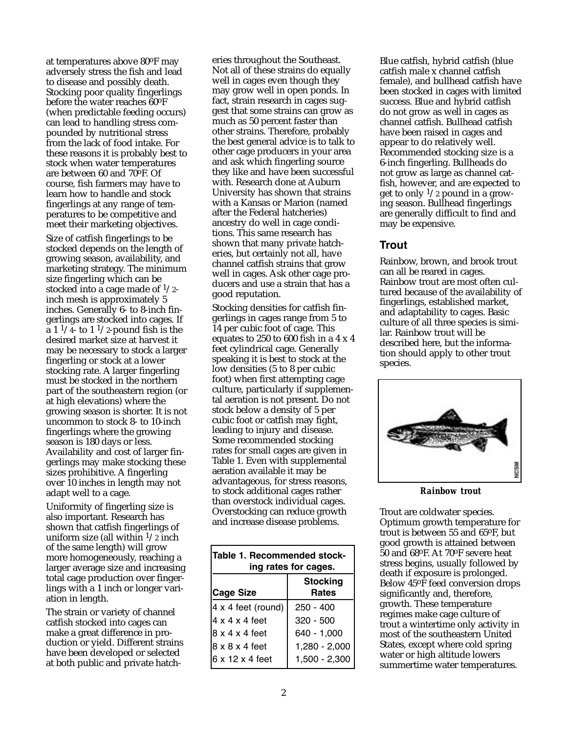at temperatures above 80ºF may adversely stress the fish and lead to disease and possibly death. Stocking poor quality fingerlings before the water reaches 60ºF (when predictable feeding occurs) can lead to handling stress compounded by nutritional stress from the lack of food intake. For these reasons it is probably best to stock when water temperatures are between 60 and 70ºF. Of course, fish farmers may have to learn how to handle and stock fingerlings at any range of temperatures to be competitive and meet their marketing objectives.

Size of catfish fingerlings to be stocked depends on the length of growing season, availability, and marketing strategy. The minimum size fingerling which can be stocked into a cage made of 1/2-inch mesh is approximately 5 inches. Generally 6- to 8-inch fingerlings are stocked into cages. If a 1 1/4- to 1 1/2-pound fish is the desired market size at harvest it may be necessary to stock a larger fingerling or stock at a lower stocking rate. A larger fingerling must be stocked in the northern part of the southeastern region (or at high elevations) where the growing season is shorter. It is not uncommon to stock 8- to 10-inch fingerlings where the growing season is 180 days or less. Availability and cost of larger fingerlings may make stocking these sizes prohibitive. A fingerling over 10 inches in length may not adapt well to a cage.

Uniformity of fingerling size is also important. Research has shown that catfish fingerlings of uniform size (all within 1/2 inch of the same length) will grow more homogeneously, reaching a larger average size and increasing total cage production over fingerlings with a 1 inch or longer variation in length.

The strain or variety of channel catfish stocked into cages can make a great difference in production or yield. Different strains have been developed or selected at both public and private hatcheries throughout the Southeast. Not all of these strains do equally well in cages even though they may grow well in open ponds. In fact, strain research in cages suggest that some strains can grow as much as 50 percent faster than other strains. Therefore, probably the best general advice is to talk to other cage producers in your area and ask which fingerling source they like and have been successful with. Research done at Auburn University has shown that strains with a Kansas or Marion (named after the Federal hatcheries) ancestry do well in cage conditions. This same research has shown that many private hatcheries, but certainly not all, have channel catfish strains that grow well in cages. Ask other cage producers and use a strain that has a good reputation.

Stocking densities for catfish fingerlings in cages range from 5 to 14 per cubic foot of cage. This equates to 250 to 600 fish in a 4 x 4 feet cylindrical cage. Generally speaking it is best to stock at the low densities (5 to 8 per cubic foot) when first attempting cage culture, particularly if supplemental aeration is not present. Do not stock below a density of 5 per cubic foot or catfish may fight, leading to injury and disease. Some recommended stocking rates for small cages are given in Table 1. Even with supplemental aeration available it may be advantageous, for stress reasons, to stock additional cages rather than overstock individual cages. Overstocking can reduce growth and increase disease problems.

**Table 1. Recommended stocking rates for cages.**

| Cage Size | Stocking Rates |
|---|---|
| 4 x 4 feet (round) | 250 - 400 |
| 4 x 4 x 4 feet | 320 - 500 |
| 8 x 4 x 4 feet | 640 - 1,000 |
| 8 x 8 x 4 feet | 1,280 - 2,000 |
| 6 x 12 x 4 feet | 1,500 - 2,300 |

Blue catfish, hybrid catfish (blue catfish male x channel catfish female), and bullhead catfish have been stocked in cages with limited success. Blue and hybrid catfish do not grow as well in cages as channel catfish. Bullhead catfish have been raised in cages and appear to do relatively well. Recommended stocking size is a 6-inch fingerling. Bullheads do not grow as large as channel catfish, however, and are expected to get to only 1/2 pound in a growing season. Bullhead fingerlings are generally difficult to find and may be expensive.

## Trout

Rainbow, brown, and brook trout can all be reared in cages. Rainbow trout are most often cultured because of the availability of fingerlings, established market, and adaptability to cages. Basic culture of all three species is similar. Rainbow trout will be described here, but the information should apply to other trout species.

*Rainbow trout*

Trout are coldwater species. Optimum growth temperature for trout is between 55 and 65ºF, but good growth is attained between 50 and 68ºF. At 70ºF severe heat stress begins, usually followed by death if exposure is prolonged. Below 45ºF feed conversion drops significantly and, therefore, growth. These temperature regimes make cage culture of trout a wintertime only activity in most of the southeastern United States, except where cold spring water or high altitude lowers summertime water temperatures.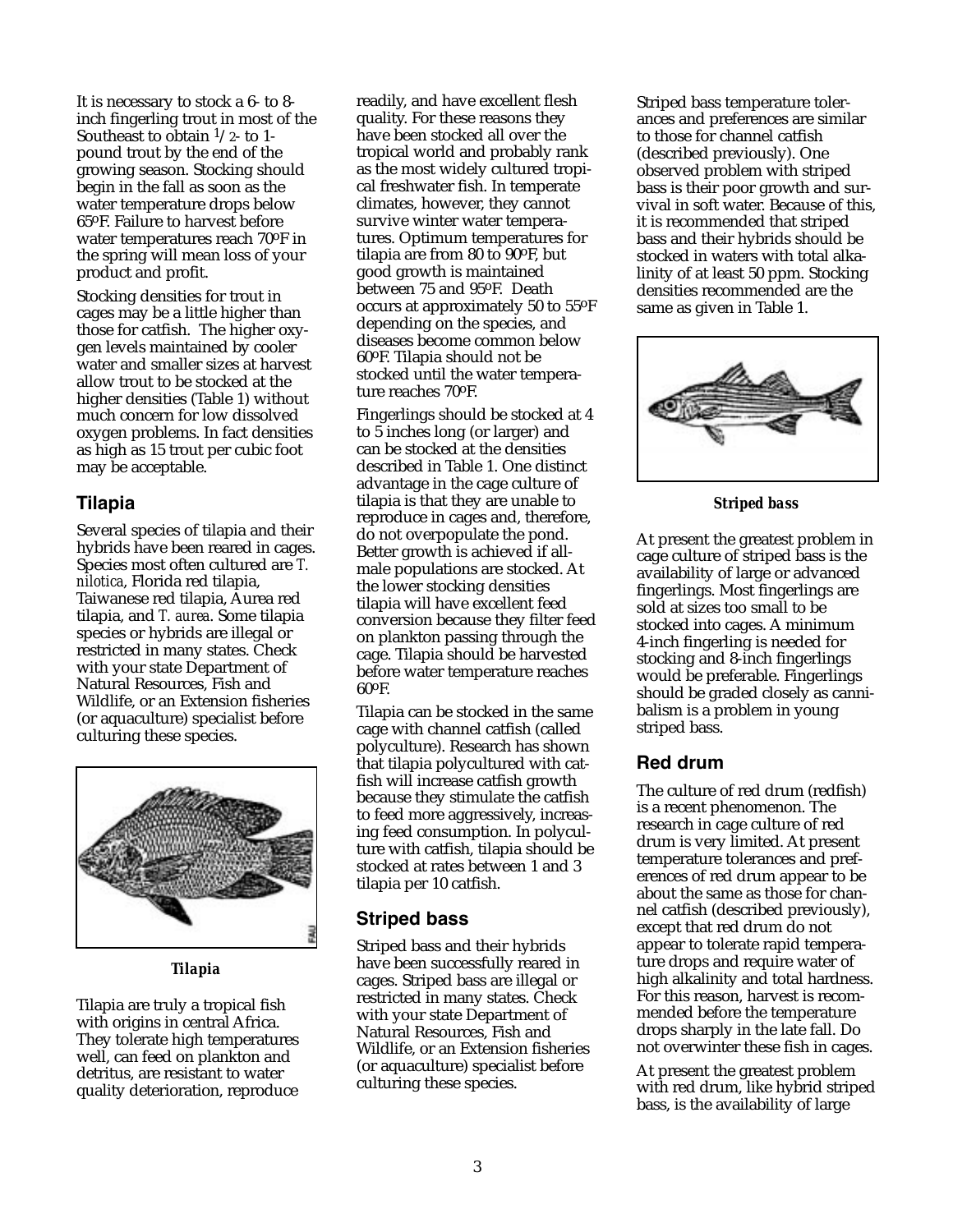It is necessary to stock a 6- to 8-inch fingerling trout in most of the Southeast to obtain 1/2- to 1-pound trout by the end of the growing season. Stocking should begin in the fall as soon as the water temperature drops below 65ºF. Failure to harvest before water temperatures reach 70ºF in the spring will mean loss of your product and profit.

Stocking densities for trout in cages may be a little higher than those for catfish. The higher oxygen levels maintained by cooler water and smaller sizes at harvest allow trout to be stocked at the higher densities (Table 1) without much concern for low dissolved oxygen problems. In fact densities as high as 15 trout per cubic foot may be acceptable.

## Tilapia

Several species of tilapia and their hybrids have been reared in cages. Species most often cultured are *T. nilotica*, Florida red tilapia, Taiwanese red tilapia, Aurea red tilapia, and *T. aurea*. Some tilapia species or hybrids are illegal or restricted in many states. Check with your state Department of Natural Resources, Fish and Wildlife, or an Extension fisheries (or aquaculture) specialist before culturing these species.

*Tilapia*

Tilapia are truly a tropical fish with origins in central Africa. They tolerate high temperatures well, can feed on plankton and detritus, are resistant to water quality deterioration, reproduce readily, and have excellent flesh quality. For these reasons they have been stocked all over the tropical world and probably rank as the most widely cultured tropical freshwater fish. In temperate climates, however, they cannot survive winter water temperatures. Optimum temperatures for tilapia are from 80 to 90ºF, but good growth is maintained between 75 and 95ºF. Death occurs at approximately 50 to 55ºF depending on the species, and diseases become common below 60ºF. Tilapia should not be stocked until the water temperature reaches 70ºF.

Fingerlings should be stocked at 4 to 5 inches long (or larger) and can be stocked at the densities described in Table 1. One distinct advantage in the cage culture of tilapia is that they are unable to reproduce in cages and, therefore, do not overpopulate the pond. Better growth is achieved if all-male populations are stocked. At the lower stocking densities tilapia will have excellent feed conversion because they filter feed on plankton passing through the cage. Tilapia should be harvested before water temperature reaches 60ºF.

Tilapia can be stocked in the same cage with channel catfish (called polyculture). Research has shown that tilapia polycultured with catfish will increase catfish growth because they stimulate the catfish to feed more aggressively, increasing feed consumption. In polyculture with catfish, tilapia should be stocked at rates between 1 and 3 tilapia per 10 catfish.

## Striped bass

Striped bass and their hybrids have been successfully reared in cages. Striped bass are illegal or restricted in many states. Check with your state Department of Natural Resources, Fish and Wildlife, or an Extension fisheries (or aquaculture) specialist before culturing these species.

Striped bass temperature tolerances and preferences are similar to those for channel catfish (described previously). One observed problem with striped bass is their poor growth and survival in soft water. Because of this, it is recommended that striped bass and their hybrids should be stocked in waters with total alkalinity of at least 50 ppm. Stocking densities recommended are the same as given in Table 1.

*Striped bass*

At present the greatest problem in cage culture of striped bass is the availability of large or advanced fingerlings. Most fingerlings are sold at sizes too small to be stocked into cages. A minimum 4-inch fingerling is needed for stocking and 8-inch fingerlings would be preferable. Fingerlings should be graded closely as cannibalism is a problem in young striped bass.

## Red drum

The culture of red drum (redfish) is a recent phenomenon. The research in cage culture of red drum is very limited. At present temperature tolerances and preferences of red drum appear to be about the same as those for channel catfish (described previously), except that red drum do not appear to tolerate rapid temperature drops and require water of high alkalinity and total hardness. For this reason, harvest is recommended before the temperature drops sharply in the late fall. Do not overwinter these fish in cages.

At present the greatest problem with red drum, like hybrid striped bass, is the availability of large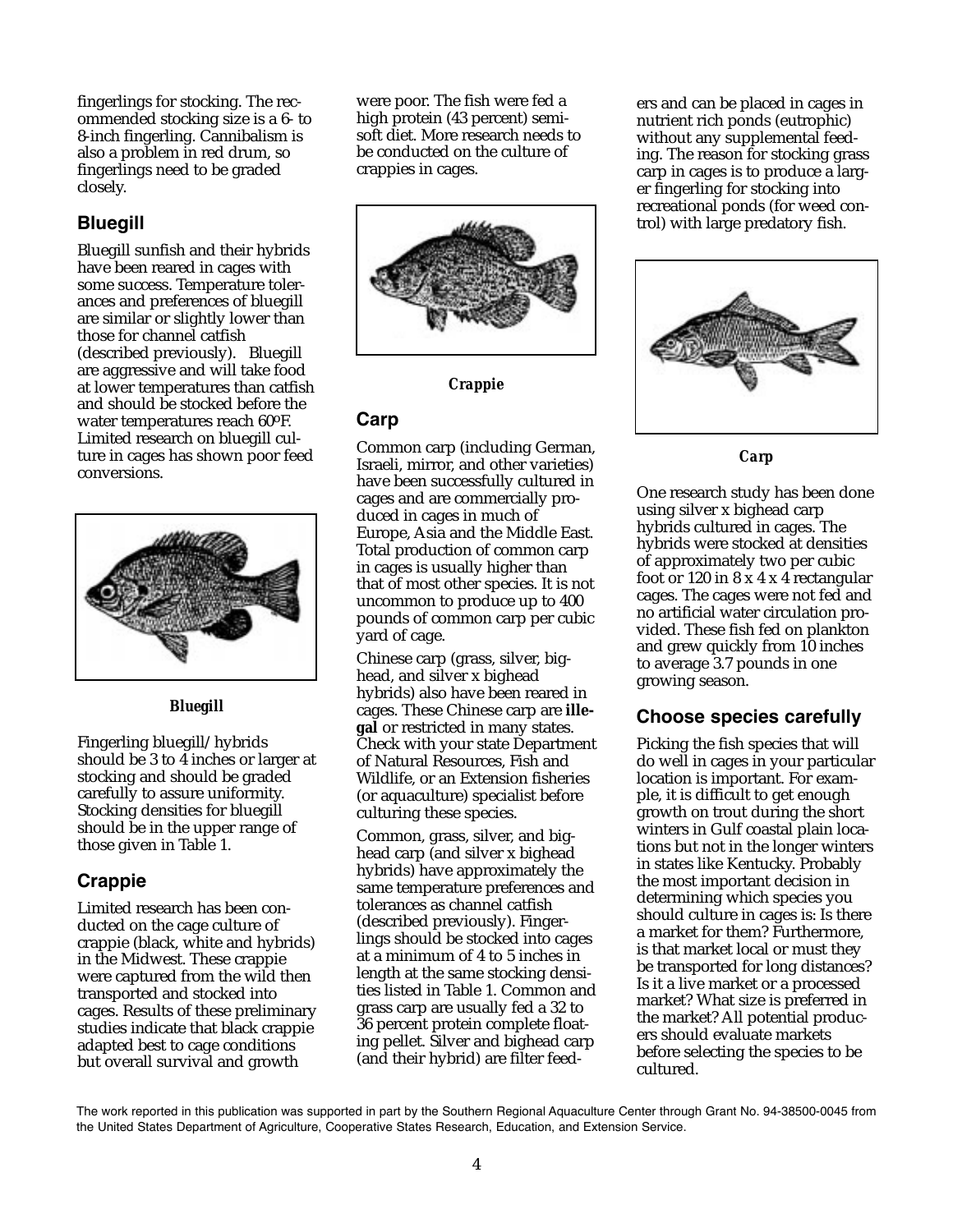fingerlings for stocking. The recommended stocking size is a 6- to 8-inch fingerling. Cannibalism is also a problem in red drum, so fingerlings need to be graded closely.

## Bluegill

Bluegill sunfish and their hybrids have been reared in cages with some success. Temperature tolerances and preferences of bluegill are similar or slightly lower than those for channel catfish (described previously). Bluegill are aggressive and will take food at lower temperatures than catfish and should be stocked before the water temperatures reach 60ºF. Limited research on bluegill culture in cages has shown poor feed conversions.

*Bluegill*

Fingerling bluegill/hybrids should be 3 to 4 inches or larger at stocking and should be graded carefully to assure uniformity. Stocking densities for bluegill should be in the upper range of those given in Table 1.

## Crappie

Limited research has been conducted on the cage culture of crappie (black, white and hybrids) in the Midwest. These crappie were captured from the wild then transported and stocked into cages. Results of these preliminary studies indicate that black crappie adapted best to cage conditions but overall survival and growth were poor. The fish were fed a high protein (43 percent) semi-soft diet. More research needs to be conducted on the culture of crappies in cages.

*Crappie*

## Carp

Common carp (including German, Israeli, mirror, and other varieties) have been successfully cultured in cages and are commercially produced in cages in much of Europe, Asia and the Middle East. Total production of common carp in cages is usually higher than that of most other species. It is not uncommon to produce up to 400 pounds of common carp per cubic yard of cage.

Chinese carp (grass, silver, bighead, and silver x bighead hybrids) also have been reared in cages. These Chinese carp are **illegal** or restricted in many states. Check with your state Department of Natural Resources, Fish and Wildlife, or an Extension fisheries (or aquaculture) specialist before culturing these species.

Common, grass, silver, and bighead carp (and silver x bighead hybrids) have approximately the same temperature preferences and tolerances as channel catfish (described previously). Fingerlings should be stocked into cages at a minimum of 4 to 5 inches in length at the same stocking densities listed in Table 1. Common and grass carp are usually fed a 32 to 36 percent protein complete floating pellet. Silver and bighead carp (and their hybrid) are filter feeders and can be placed in cages in nutrient rich ponds (eutrophic) without any supplemental feeding. The reason for stocking grass carp in cages is to produce a larger fingerling for stocking into recreational ponds (for weed control) with large predatory fish.

*Carp*

One research study has been done using silver x bighead carp hybrids cultured in cages. The hybrids were stocked at densities of approximately two per cubic foot or 120 in 8 x 4 x 4 rectangular cages. The cages were not fed and no artificial water circulation provided. These fish fed on plankton and grew quickly from 10 inches to average 3.7 pounds in one growing season.

## Choose species carefully

Picking the fish species that will do well in cages in your particular location is important. For example, it is difficult to get enough growth on trout during the short winters in Gulf coastal plain locations but not in the longer winters in states like Kentucky. Probably the most important decision in determining which species you should culture in cages is: Is there a market for them? Furthermore, is that market local or must they be transported for long distances? Is it a live market or a processed market? What size is preferred in the market? All potential producers should evaluate markets before selecting the species to be cultured.

The work reported in this publication was supported in part by the Southern Regional Aquaculture Center through Grant No. 94-38500-0045 from the United States Department of Agriculture, Cooperative States Research, Education, and Extension Service.